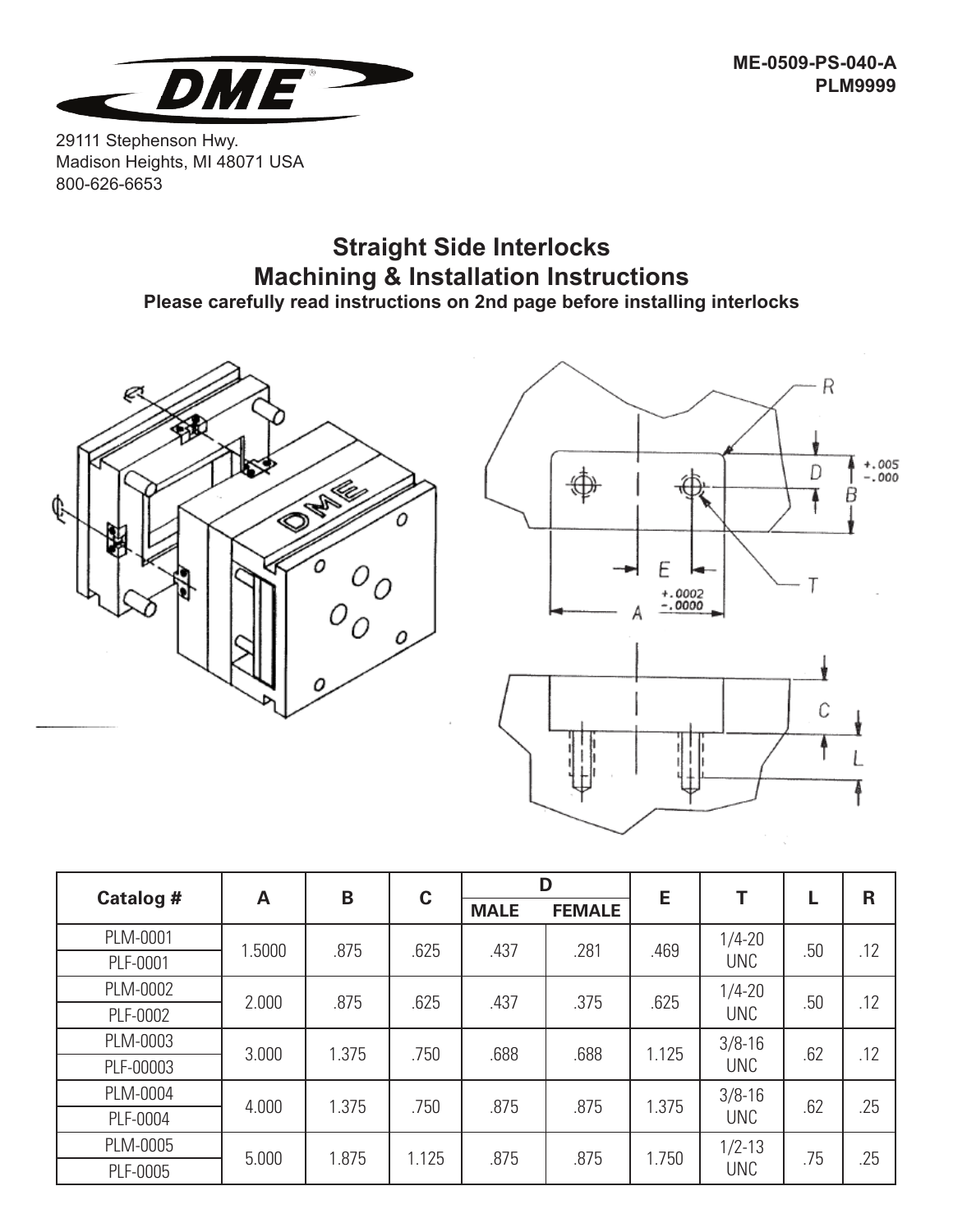ME-0509-PS-040-A
PLM9999

29111 Stephenson Hwy.
Madison Heights, MI 48071 USA
800-626-6653

# Straight Side Interlocks
# Machining & Installation Instructions

**Please carefully read instructions on 2nd page before installing interlocks**

| Catalog # | A | B | C | D | | E | T | L | R |
|---|---|---|---|---|---|---|---|---|---|
| | | | | MALE | FEMALE | | | | |
| PLM-0001<br>PLF-0001 | 1.5000 | .875 | .625 | .437 | .281 | .469 | 1/4-20 UNC | .50 | .12 |
| PLM-0002<br>PLF-0002 | 2.000 | .875 | .625 | .437 | .375 | .625 | 1/4-20 UNC | .50 | .12 |
| PLM-0003<br>PLF-00003 | 3.000 | 1.375 | .750 | .688 | .688 | 1.125 | 3/8-16 UNC | .62 | .12 |
| PLM-0004<br>PLF-0004 | 4.000 | 1.375 | .750 | .875 | .875 | 1.375 | 3/8-16 UNC | .62 | .25 |
| PLM-0005<br>PLF-0005 | 5.000 | 1.875 | 1.125 | .875 | .875 | 1.750 | 1/2-13 UNC | .75 | .25 |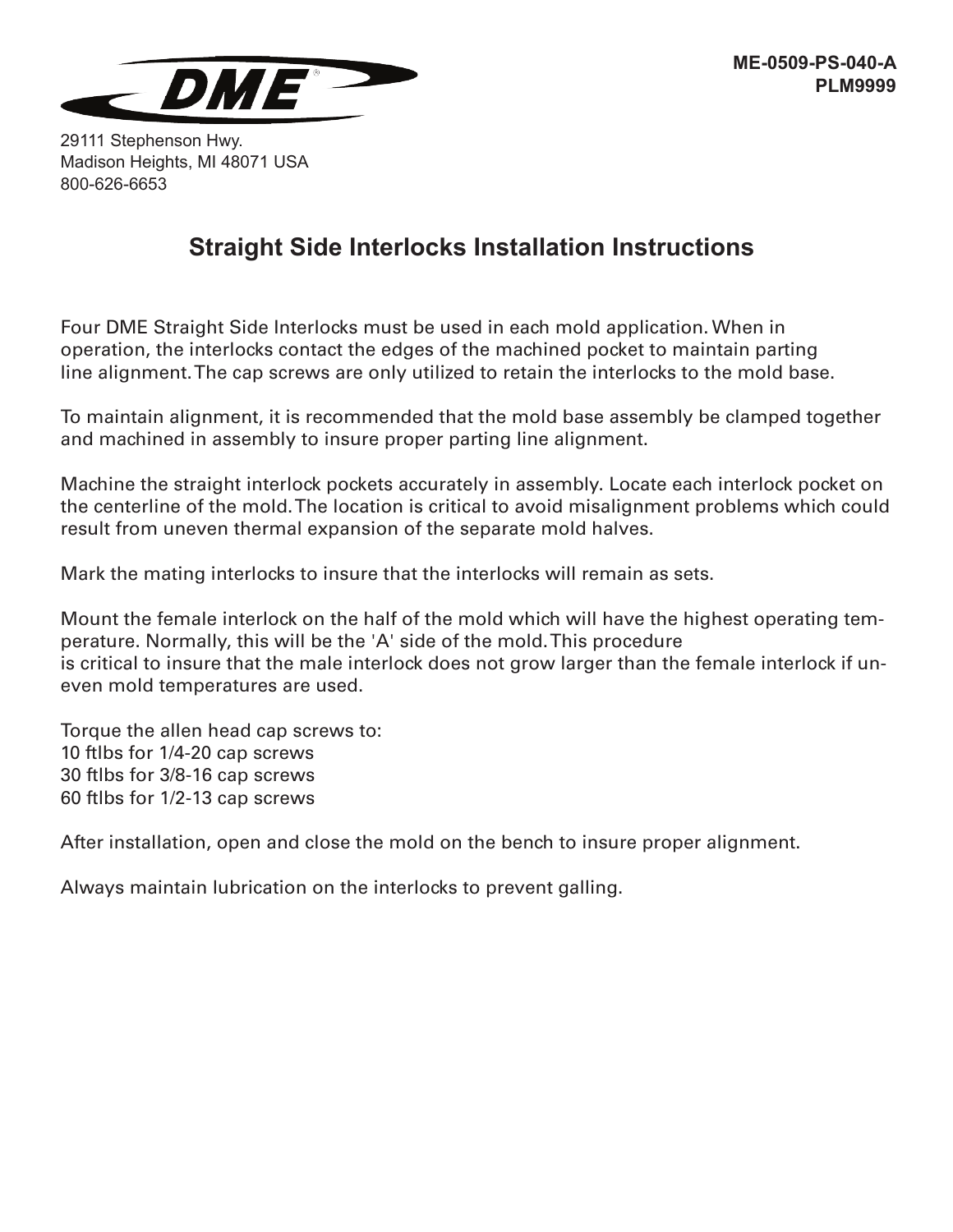ME-0509-PS-040-A
PLM9999

**DME**

29111 Stephenson Hwy.
Madison Heights, MI 48071 USA
800-626-6653

# Straight Side Interlocks Installation Instructions

Four DME Straight Side Interlocks must be used in each mold application. When in operation, the interlocks contact the edges of the machined pocket to maintain parting line alignment. The cap screws are only utilized to retain the interlocks to the mold base.

To maintain alignment, it is recommended that the mold base assembly be clamped together and machined in assembly to insure proper parting line alignment.

Machine the straight interlock pockets accurately in assembly. Locate each interlock pocket on the centerline of the mold. The location is critical to avoid misalignment problems which could result from uneven thermal expansion of the separate mold halves.

Mark the mating interlocks to insure that the interlocks will remain as sets.

Mount the female interlock on the half of the mold which will have the highest operating temperature. Normally, this will be the 'A' side of the mold. This procedure is critical to insure that the male interlock does not grow larger than the female interlock if uneven mold temperatures are used.

Torque the allen head cap screws to:
10 ftlbs for 1/4-20 cap screws
30 ftlbs for 3/8-16 cap screws
60 ftlbs for 1/2-13 cap screws

After installation, open and close the mold on the bench to insure proper alignment.

Always maintain lubrication on the interlocks to prevent galling.